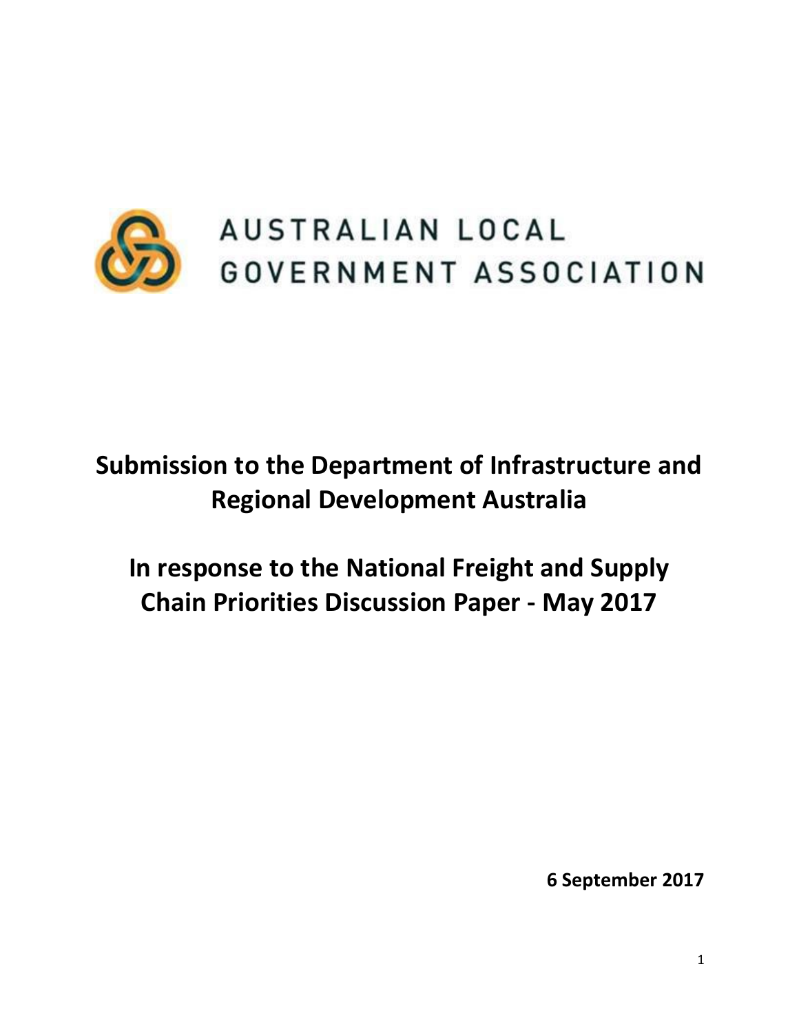AUSTRALIAN LOCAL GOVERNMENT ASSOCIATION

# Submission to the Department of Infrastructure and Regional Development Australia

# In response to the National Freight and Supply Chain Priorities Discussion Paper - May 2017

**6 September 2017**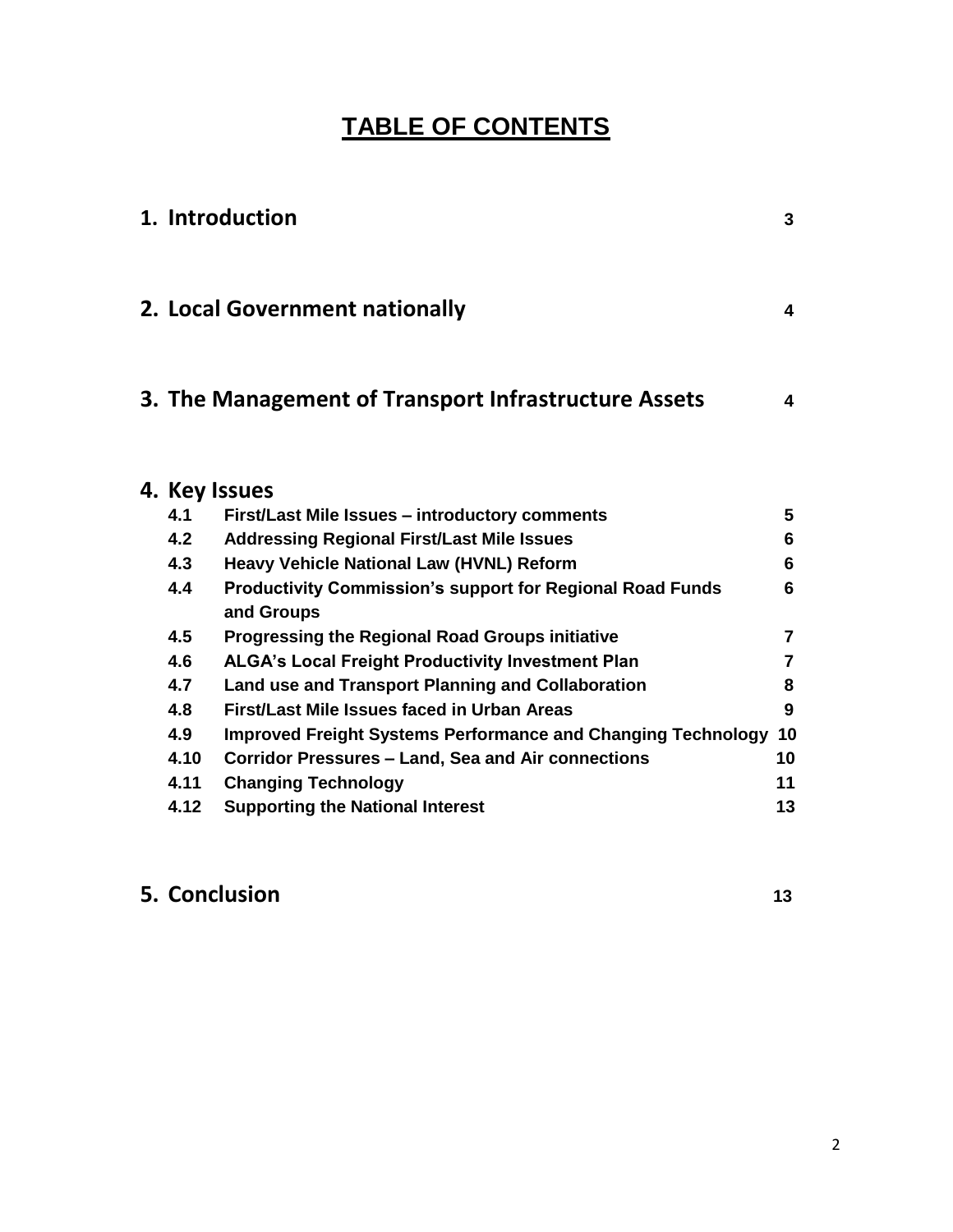# TABLE OF CONTENTS

| | | |
|---|---|---|
| **1. Introduction** | | **3** |
| **2. Local Government nationally** | | **4** |
| **3. The Management of Transport Infrastructure Assets** | | **4** |
| **4. Key Issues** | | |
| **4.1** | **First/Last Mile Issues – introductory comments** | **5** |
| **4.2** | **Addressing Regional First/Last Mile Issues** | **6** |
| **4.3** | **Heavy Vehicle National Law (HVNL) Reform** | **6** |
| **4.4** | **Productivity Commission's support for Regional Road Funds and Groups** | **6** |
| **4.5** | **Progressing the Regional Road Groups initiative** | **7** |
| **4.6** | **ALGA's Local Freight Productivity Investment Plan** | **7** |
| **4.7** | **Land use and Transport Planning and Collaboration** | **8** |
| **4.8** | **First/Last Mile Issues faced in Urban Areas** | **9** |
| **4.9** | **Improved Freight Systems Performance and Changing Technology** | **10** |
| **4.10** | **Corridor Pressures – Land, Sea and Air connections** | **10** |
| **4.11** | **Changing Technology** | **11** |
| **4.12** | **Supporting the National Interest** | **13** |
| **5. Conclusion** | | **13** |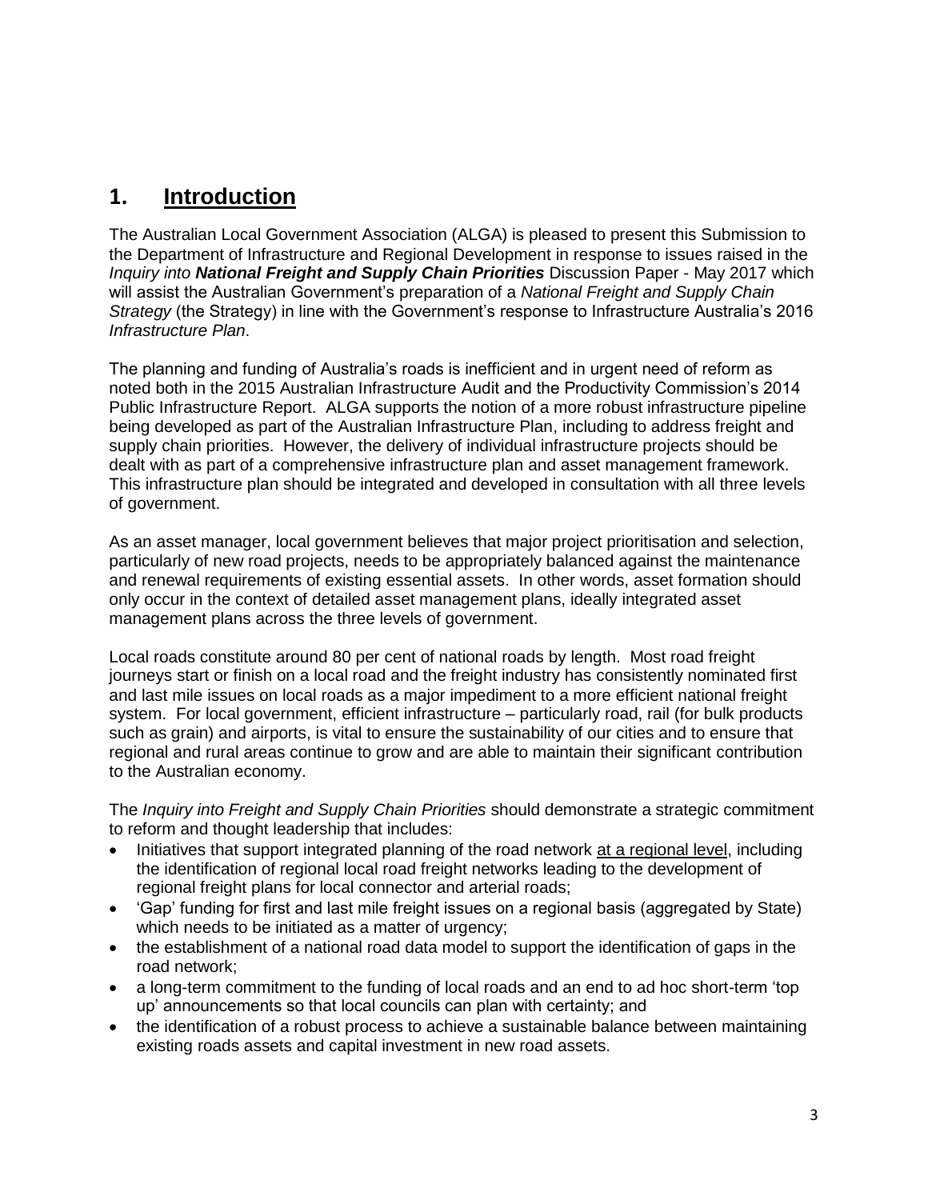# 1. <u>Introduction</u>

The Australian Local Government Association (ALGA) is pleased to present this Submission to the Department of Infrastructure and Regional Development in response to issues raised in the *Inquiry into **National Freight and Supply Chain Priorities*** Discussion Paper - May 2017 which will assist the Australian Government's preparation of a *National Freight and Supply Chain Strategy* (the Strategy) in line with the Government's response to Infrastructure Australia's 2016 *Infrastructure Plan*.

The planning and funding of Australia's roads is inefficient and in urgent need of reform as noted both in the 2015 Australian Infrastructure Audit and the Productivity Commission's 2014 Public Infrastructure Report. ALGA supports the notion of a more robust infrastructure pipeline being developed as part of the Australian Infrastructure Plan, including to address freight and supply chain priorities. However, the delivery of individual infrastructure projects should be dealt with as part of a comprehensive infrastructure plan and asset management framework. This infrastructure plan should be integrated and developed in consultation with all three levels of government.

As an asset manager, local government believes that major project prioritisation and selection, particularly of new road projects, needs to be appropriately balanced against the maintenance and renewal requirements of existing essential assets. In other words, asset formation should only occur in the context of detailed asset management plans, ideally integrated asset management plans across the three levels of government.

Local roads constitute around 80 per cent of national roads by length. Most road freight journeys start or finish on a local road and the freight industry has consistently nominated first and last mile issues on local roads as a major impediment to a more efficient national freight system. For local government, efficient infrastructure – particularly road, rail (for bulk products such as grain) and airports, is vital to ensure the sustainability of our cities and to ensure that regional and rural areas continue to grow and are able to maintain their significant contribution to the Australian economy.

The *Inquiry into Freight and Supply Chain Priorities* should demonstrate a strategic commitment to reform and thought leadership that includes:

- Initiatives that support integrated planning of the road network <u>at a regional level</u>, including the identification of regional local road freight networks leading to the development of regional freight plans for local connector and arterial roads;
- 'Gap' funding for first and last mile freight issues on a regional basis (aggregated by State) which needs to be initiated as a matter of urgency;
- the establishment of a national road data model to support the identification of gaps in the road network;
- a long-term commitment to the funding of local roads and an end to ad hoc short-term 'top up' announcements so that local councils can plan with certainty; and
- the identification of a robust process to achieve a sustainable balance between maintaining existing roads assets and capital investment in new road assets.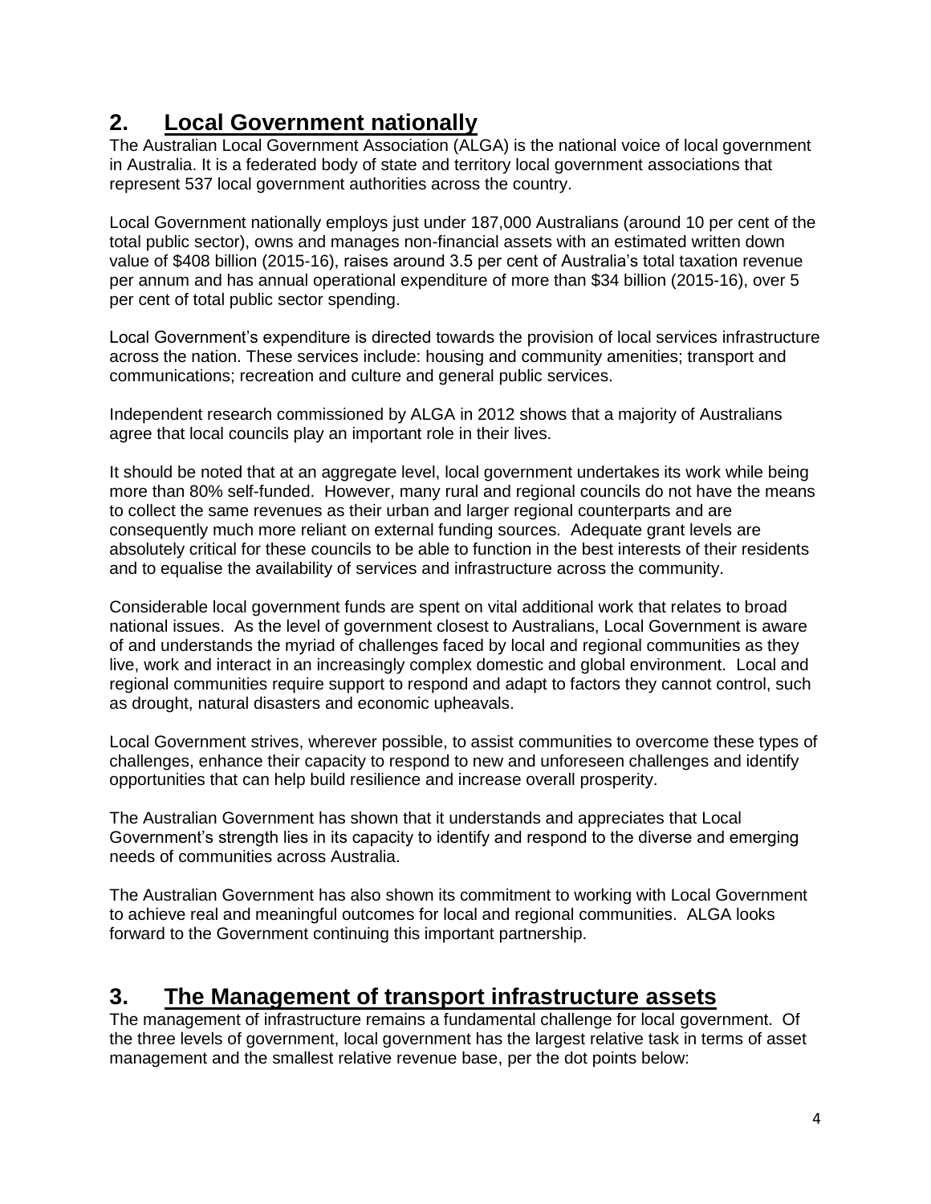## 2. Local Government nationally

The Australian Local Government Association (ALGA) is the national voice of local government in Australia. It is a federated body of state and territory local government associations that represent 537 local government authorities across the country.

Local Government nationally employs just under 187,000 Australians (around 10 per cent of the total public sector), owns and manages non-financial assets with an estimated written down value of $408 billion (2015-16), raises around 3.5 per cent of Australia's total taxation revenue per annum and has annual operational expenditure of more than $34 billion (2015-16), over 5 per cent of total public sector spending.

Local Government's expenditure is directed towards the provision of local services infrastructure across the nation. These services include: housing and community amenities; transport and communications; recreation and culture and general public services.

Independent research commissioned by ALGA in 2012 shows that a majority of Australians agree that local councils play an important role in their lives.

It should be noted that at an aggregate level, local government undertakes its work while being more than 80% self-funded. However, many rural and regional councils do not have the means to collect the same revenues as their urban and larger regional counterparts and are consequently much more reliant on external funding sources. Adequate grant levels are absolutely critical for these councils to be able to function in the best interests of their residents and to equalise the availability of services and infrastructure across the community.

Considerable local government funds are spent on vital additional work that relates to broad national issues. As the level of government closest to Australians, Local Government is aware of and understands the myriad of challenges faced by local and regional communities as they live, work and interact in an increasingly complex domestic and global environment. Local and regional communities require support to respond and adapt to factors they cannot control, such as drought, natural disasters and economic upheavals.

Local Government strives, wherever possible, to assist communities to overcome these types of challenges, enhance their capacity to respond to new and unforeseen challenges and identify opportunities that can help build resilience and increase overall prosperity.

The Australian Government has shown that it understands and appreciates that Local Government's strength lies in its capacity to identify and respond to the diverse and emerging needs of communities across Australia.

The Australian Government has also shown its commitment to working with Local Government to achieve real and meaningful outcomes for local and regional communities. ALGA looks forward to the Government continuing this important partnership.

## 3. The Management of transport infrastructure assets

The management of infrastructure remains a fundamental challenge for local government. Of the three levels of government, local government has the largest relative task in terms of asset management and the smallest relative revenue base, per the dot points below: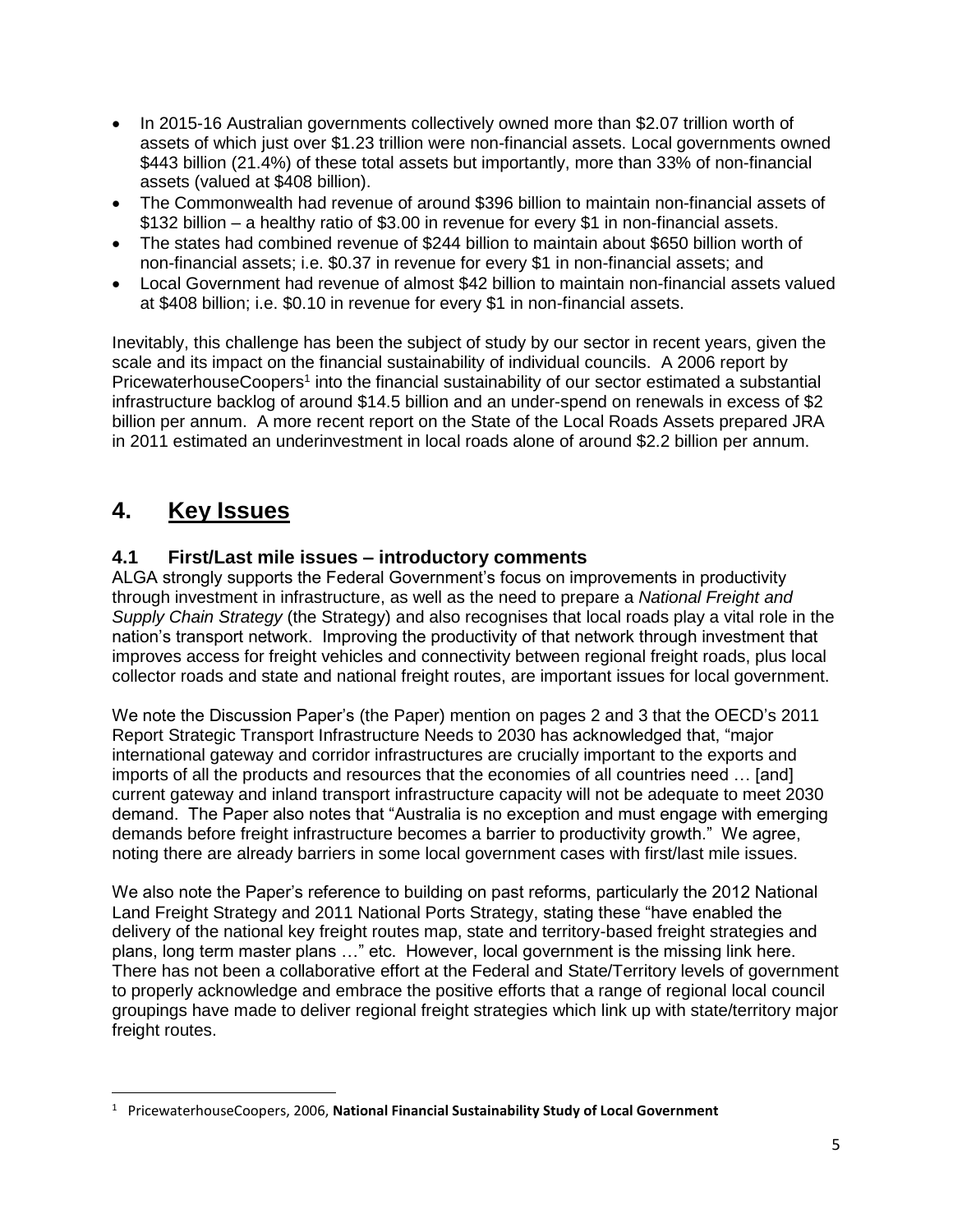- In 2015-16 Australian governments collectively owned more than $2.07 trillion worth of assets of which just over $1.23 trillion were non-financial assets. Local governments owned $443 billion (21.4%) of these total assets but importantly, more than 33% of non-financial assets (valued at $408 billion).
- The Commonwealth had revenue of around $396 billion to maintain non-financial assets of $132 billion – a healthy ratio of $3.00 in revenue for every $1 in non-financial assets.
- The states had combined revenue of $244 billion to maintain about $650 billion worth of non-financial assets; i.e. $0.37 in revenue for every $1 in non-financial assets; and
- Local Government had revenue of almost $42 billion to maintain non-financial assets valued at $408 billion; i.e. $0.10 in revenue for every $1 in non-financial assets.

Inevitably, this challenge has been the subject of study by our sector in recent years, given the scale and its impact on the financial sustainability of individual councils. A 2006 report by PricewaterhouseCoopers[1] into the financial sustainability of our sector estimated a substantial infrastructure backlog of around $14.5 billion and an under-spend on renewals in excess of $2 billion per annum. A more recent report on the State of the Local Roads Assets prepared JRA in 2011 estimated an underinvestment in local roads alone of around $2.2 billion per annum.

# 4. Key Issues

## 4.1 First/Last mile issues – introductory comments

ALGA strongly supports the Federal Government's focus on improvements in productivity through investment in infrastructure, as well as the need to prepare a *National Freight and Supply Chain Strategy* (the Strategy) and also recognises that local roads play a vital role in the nation's transport network. Improving the productivity of that network through investment that improves access for freight vehicles and connectivity between regional freight roads, plus local collector roads and state and national freight routes, are important issues for local government.

We note the Discussion Paper's (the Paper) mention on pages 2 and 3 that the OECD's 2011 Report Strategic Transport Infrastructure Needs to 2030 has acknowledged that, "major international gateway and corridor infrastructures are crucially important to the exports and imports of all the products and resources that the economies of all countries need … [and] current gateway and inland transport infrastructure capacity will not be adequate to meet 2030 demand. The Paper also notes that "Australia is no exception and must engage with emerging demands before freight infrastructure becomes a barrier to productivity growth." We agree, noting there are already barriers in some local government cases with first/last mile issues.

We also note the Paper's reference to building on past reforms, particularly the 2012 National Land Freight Strategy and 2011 National Ports Strategy, stating these "have enabled the delivery of the national key freight routes map, state and territory-based freight strategies and plans, long term master plans …" etc. However, local government is the missing link here. There has not been a collaborative effort at the Federal and State/Territory levels of government to properly acknowledge and embrace the positive efforts that a range of regional local council groupings have made to deliver regional freight strategies which link up with state/territory major freight routes.

---

[1] PricewaterhouseCoopers, 2006, **National Financial Sustainability Study of Local Government**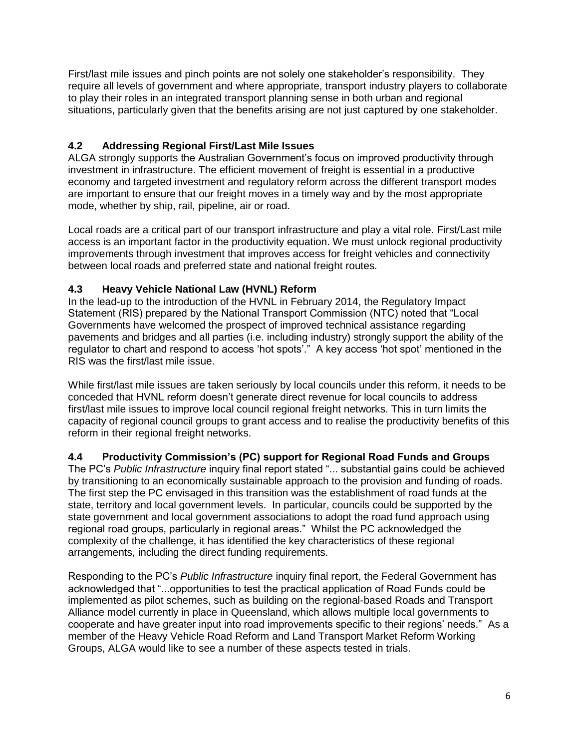First/last mile issues and pinch points are not solely one stakeholder's responsibility. They require all levels of government and where appropriate, transport industry players to collaborate to play their roles in an integrated transport planning sense in both urban and regional situations, particularly given that the benefits arising are not just captured by one stakeholder.

### 4.2 Addressing Regional First/Last Mile Issues

ALGA strongly supports the Australian Government's focus on improved productivity through investment in infrastructure. The efficient movement of freight is essential in a productive economy and targeted investment and regulatory reform across the different transport modes are important to ensure that our freight moves in a timely way and by the most appropriate mode, whether by ship, rail, pipeline, air or road.

Local roads are a critical part of our transport infrastructure and play a vital role. First/Last mile access is an important factor in the productivity equation. We must unlock regional productivity improvements through investment that improves access for freight vehicles and connectivity between local roads and preferred state and national freight routes.

### 4.3 Heavy Vehicle National Law (HVNL) Reform

In the lead-up to the introduction of the HVNL in February 2014, the Regulatory Impact Statement (RIS) prepared by the National Transport Commission (NTC) noted that "Local Governments have welcomed the prospect of improved technical assistance regarding pavements and bridges and all parties (i.e. including industry) strongly support the ability of the regulator to chart and respond to access 'hot spots'." A key access 'hot spot' mentioned in the RIS was the first/last mile issue.

While first/last mile issues are taken seriously by local councils under this reform, it needs to be conceded that HVNL reform doesn't generate direct revenue for local councils to address first/last mile issues to improve local council regional freight networks. This in turn limits the capacity of regional council groups to grant access and to realise the productivity benefits of this reform in their regional freight networks.

### 4.4 Productivity Commission's (PC) support for Regional Road Funds and Groups

The PC's *Public Infrastructure* inquiry final report stated "... substantial gains could be achieved by transitioning to an economically sustainable approach to the provision and funding of roads. The first step the PC envisaged in this transition was the establishment of road funds at the state, territory and local government levels. In particular, councils could be supported by the state government and local government associations to adopt the road fund approach using regional road groups, particularly in regional areas." Whilst the PC acknowledged the complexity of the challenge, it has identified the key characteristics of these regional arrangements, including the direct funding requirements.

Responding to the PC's *Public Infrastructure* inquiry final report, the Federal Government has acknowledged that "...opportunities to test the practical application of Road Funds could be implemented as pilot schemes, such as building on the regional-based Roads and Transport Alliance model currently in place in Queensland, which allows multiple local governments to cooperate and have greater input into road improvements specific to their regions' needs." As a member of the Heavy Vehicle Road Reform and Land Transport Market Reform Working Groups, ALGA would like to see a number of these aspects tested in trials.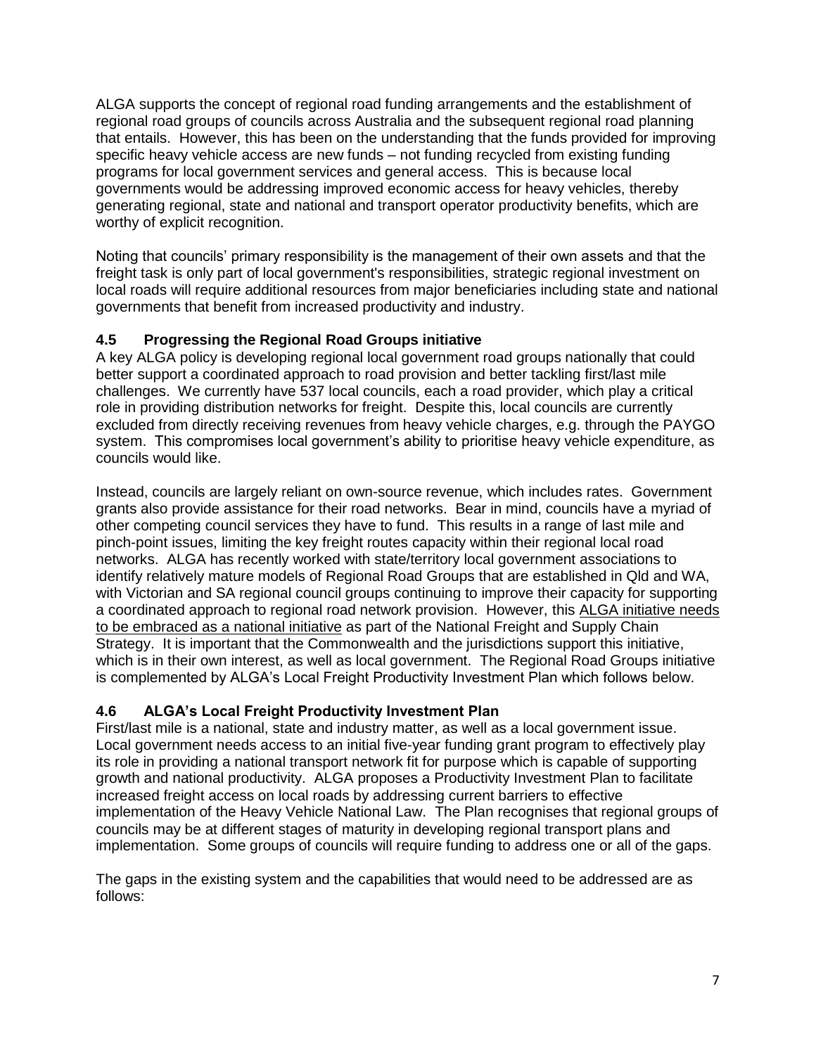ALGA supports the concept of regional road funding arrangements and the establishment of regional road groups of councils across Australia and the subsequent regional road planning that entails. However, this has been on the understanding that the funds provided for improving specific heavy vehicle access are new funds – not funding recycled from existing funding programs for local government services and general access. This is because local governments would be addressing improved economic access for heavy vehicles, thereby generating regional, state and national and transport operator productivity benefits, which are worthy of explicit recognition.

Noting that councils' primary responsibility is the management of their own assets and that the freight task is only part of local government's responsibilities, strategic regional investment on local roads will require additional resources from major beneficiaries including state and national governments that benefit from increased productivity and industry.

### 4.5 Progressing the Regional Road Groups initiative

A key ALGA policy is developing regional local government road groups nationally that could better support a coordinated approach to road provision and better tackling first/last mile challenges. We currently have 537 local councils, each a road provider, which play a critical role in providing distribution networks for freight. Despite this, local councils are currently excluded from directly receiving revenues from heavy vehicle charges, e.g. through the PAYGO system. This compromises local government's ability to prioritise heavy vehicle expenditure, as councils would like.

Instead, councils are largely reliant on own-source revenue, which includes rates. Government grants also provide assistance for their road networks. Bear in mind, councils have a myriad of other competing council services they have to fund. This results in a range of last mile and pinch-point issues, limiting the key freight routes capacity within their regional local road networks. ALGA has recently worked with state/territory local government associations to identify relatively mature models of Regional Road Groups that are established in Qld and WA, with Victorian and SA regional council groups continuing to improve their capacity for supporting a coordinated approach to regional road network provision. However, this <u>ALGA initiative needs to be embraced as a national initiative</u> as part of the National Freight and Supply Chain Strategy. It is important that the Commonwealth and the jurisdictions support this initiative, which is in their own interest, as well as local government. The Regional Road Groups initiative is complemented by ALGA's Local Freight Productivity Investment Plan which follows below.

### 4.6 ALGA's Local Freight Productivity Investment Plan

First/last mile is a national, state and industry matter, as well as a local government issue. Local government needs access to an initial five-year funding grant program to effectively play its role in providing a national transport network fit for purpose which is capable of supporting growth and national productivity. ALGA proposes a Productivity Investment Plan to facilitate increased freight access on local roads by addressing current barriers to effective implementation of the Heavy Vehicle National Law. The Plan recognises that regional groups of councils may be at different stages of maturity in developing regional transport plans and implementation. Some groups of councils will require funding to address one or all of the gaps.

The gaps in the existing system and the capabilities that would need to be addressed are as follows: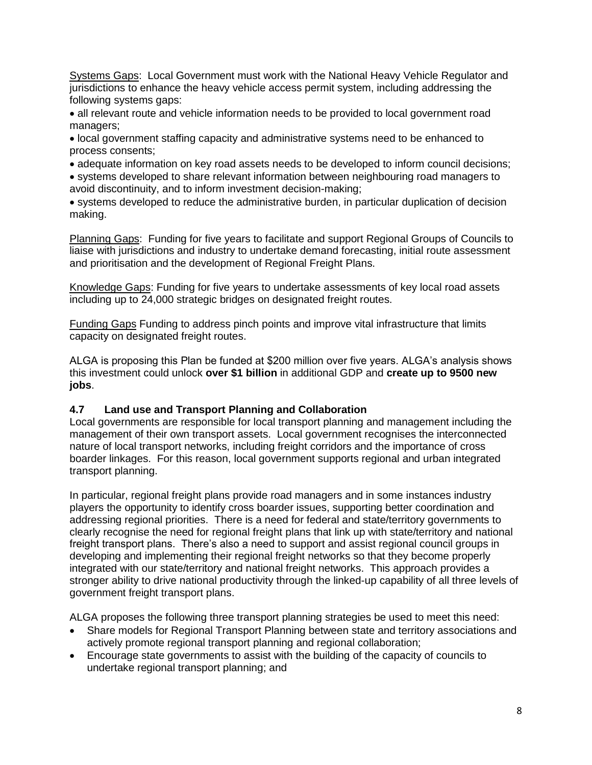Systems Gaps: Local Government must work with the National Heavy Vehicle Regulator and jurisdictions to enhance the heavy vehicle access permit system, including addressing the following systems gaps:

- all relevant route and vehicle information needs to be provided to local government road managers;
- local government staffing capacity and administrative systems need to be enhanced to process consents;
- adequate information on key road assets needs to be developed to inform council decisions;
- systems developed to share relevant information between neighbouring road managers to avoid discontinuity, and to inform investment decision-making;
- systems developed to reduce the administrative burden, in particular duplication of decision making.

Planning Gaps: Funding for five years to facilitate and support Regional Groups of Councils to liaise with jurisdictions and industry to undertake demand forecasting, initial route assessment and prioritisation and the development of Regional Freight Plans.

Knowledge Gaps: Funding for five years to undertake assessments of key local road assets including up to 24,000 strategic bridges on designated freight routes.

Funding Gaps Funding to address pinch points and improve vital infrastructure that limits capacity on designated freight routes.

ALGA is proposing this Plan be funded at $200 million over five years. ALGA's analysis shows this investment could unlock **over $1 billion** in additional GDP and **create up to 9500 new jobs**.

### 4.7 Land use and Transport Planning and Collaboration

Local governments are responsible for local transport planning and management including the management of their own transport assets. Local government recognises the interconnected nature of local transport networks, including freight corridors and the importance of cross boarder linkages. For this reason, local government supports regional and urban integrated transport planning.

In particular, regional freight plans provide road managers and in some instances industry players the opportunity to identify cross boarder issues, supporting better coordination and addressing regional priorities. There is a need for federal and state/territory governments to clearly recognise the need for regional freight plans that link up with state/territory and national freight transport plans. There's also a need to support and assist regional council groups in developing and implementing their regional freight networks so that they become properly integrated with our state/territory and national freight networks. This approach provides a stronger ability to drive national productivity through the linked-up capability of all three levels of government freight transport plans.

ALGA proposes the following three transport planning strategies be used to meet this need:

- Share models for Regional Transport Planning between state and territory associations and actively promote regional transport planning and regional collaboration;
- Encourage state governments to assist with the building of the capacity of councils to undertake regional transport planning; and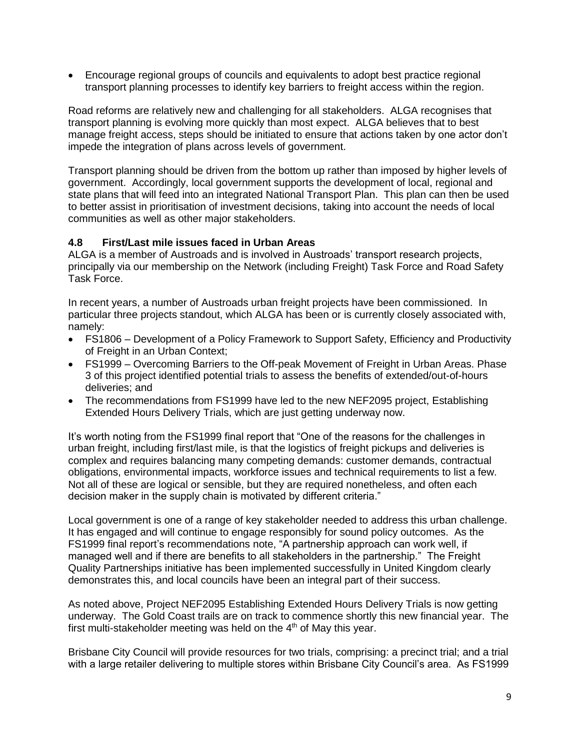- Encourage regional groups of councils and equivalents to adopt best practice regional transport planning processes to identify key barriers to freight access within the region.

Road reforms are relatively new and challenging for all stakeholders. ALGA recognises that transport planning is evolving more quickly than most expect. ALGA believes that to best manage freight access, steps should be initiated to ensure that actions taken by one actor don't impede the integration of plans across levels of government.

Transport planning should be driven from the bottom up rather than imposed by higher levels of government. Accordingly, local government supports the development of local, regional and state plans that will feed into an integrated National Transport Plan. This plan can then be used to better assist in prioritisation of investment decisions, taking into account the needs of local communities as well as other major stakeholders.

### 4.8 First/Last mile issues faced in Urban Areas

ALGA is a member of Austroads and is involved in Austroads' transport research projects, principally via our membership on the Network (including Freight) Task Force and Road Safety Task Force.

In recent years, a number of Austroads urban freight projects have been commissioned. In particular three projects standout, which ALGA has been or is currently closely associated with, namely:

- FS1806 – Development of a Policy Framework to Support Safety, Efficiency and Productivity of Freight in an Urban Context;
- FS1999 – Overcoming Barriers to the Off-peak Movement of Freight in Urban Areas. Phase 3 of this project identified potential trials to assess the benefits of extended/out-of-hours deliveries; and
- The recommendations from FS1999 have led to the new NEF2095 project, Establishing Extended Hours Delivery Trials, which are just getting underway now.

It's worth noting from the FS1999 final report that "One of the reasons for the challenges in urban freight, including first/last mile, is that the logistics of freight pickups and deliveries is complex and requires balancing many competing demands: customer demands, contractual obligations, environmental impacts, workforce issues and technical requirements to list a few. Not all of these are logical or sensible, but they are required nonetheless, and often each decision maker in the supply chain is motivated by different criteria."

Local government is one of a range of key stakeholder needed to address this urban challenge. It has engaged and will continue to engage responsibly for sound policy outcomes. As the FS1999 final report's recommendations note, "A partnership approach can work well, if managed well and if there are benefits to all stakeholders in the partnership." The Freight Quality Partnerships initiative has been implemented successfully in United Kingdom clearly demonstrates this, and local councils have been an integral part of their success.

As noted above, Project NEF2095 Establishing Extended Hours Delivery Trials is now getting underway. The Gold Coast trails are on track to commence shortly this new financial year. The first multi-stakeholder meeting was held on the 4th of May this year.

Brisbane City Council will provide resources for two trials, comprising: a precinct trial; and a trial with a large retailer delivering to multiple stores within Brisbane City Council's area. As FS1999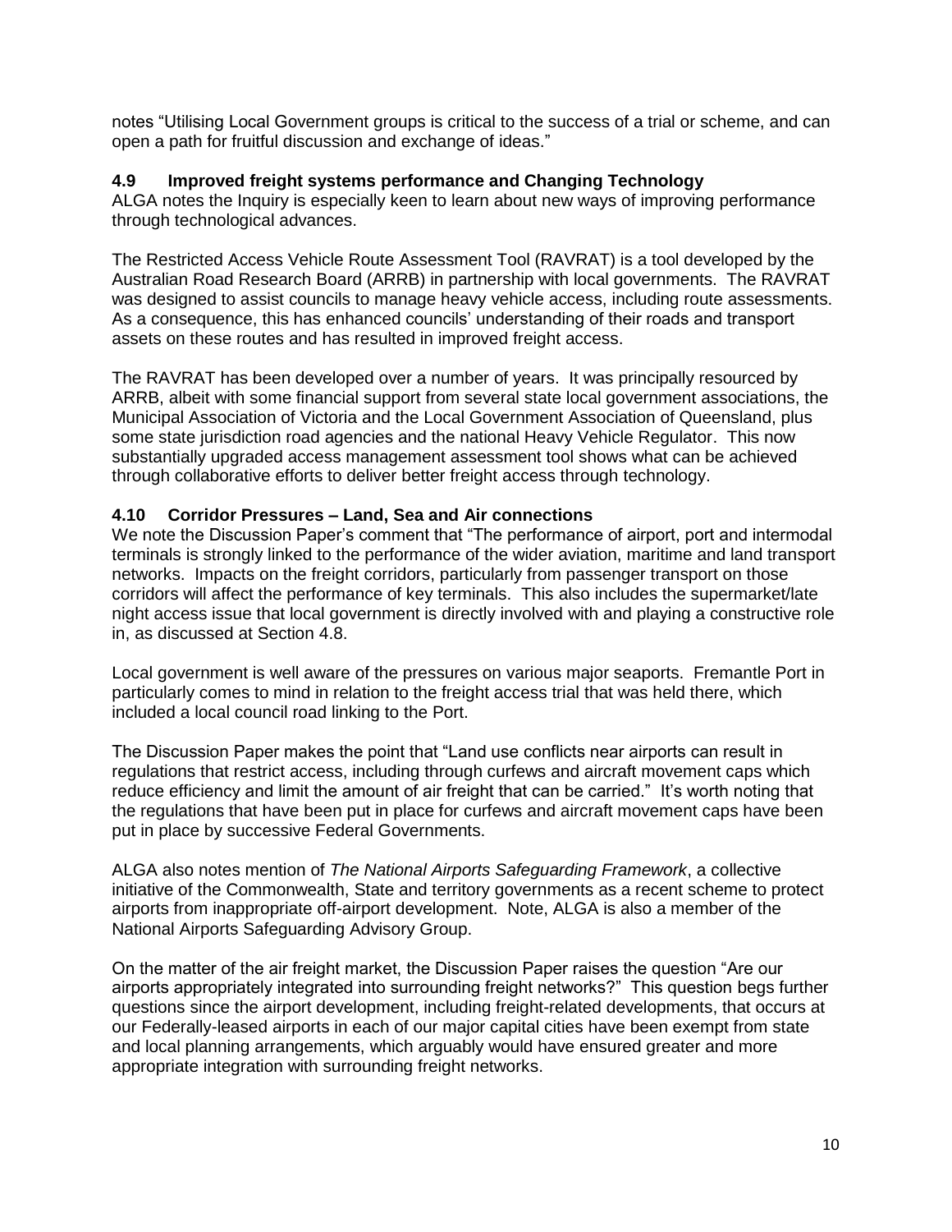notes “Utilising Local Government groups is critical to the success of a trial or scheme, and can open a path for fruitful discussion and exchange of ideas.”

### 4.9 Improved freight systems performance and Changing Technology

ALGA notes the Inquiry is especially keen to learn about new ways of improving performance through technological advances.

The Restricted Access Vehicle Route Assessment Tool (RAVRAT) is a tool developed by the Australian Road Research Board (ARRB) in partnership with local governments. The RAVRAT was designed to assist councils to manage heavy vehicle access, including route assessments. As a consequence, this has enhanced councils’ understanding of their roads and transport assets on these routes and has resulted in improved freight access.

The RAVRAT has been developed over a number of years. It was principally resourced by ARRB, albeit with some financial support from several state local government associations, the Municipal Association of Victoria and the Local Government Association of Queensland, plus some state jurisdiction road agencies and the national Heavy Vehicle Regulator. This now substantially upgraded access management assessment tool shows what can be achieved through collaborative efforts to deliver better freight access through technology.

### 4.10 Corridor Pressures – Land, Sea and Air connections

We note the Discussion Paper’s comment that “The performance of airport, port and intermodal terminals is strongly linked to the performance of the wider aviation, maritime and land transport networks. Impacts on the freight corridors, particularly from passenger transport on those corridors will affect the performance of key terminals. This also includes the supermarket/late night access issue that local government is directly involved with and playing a constructive role in, as discussed at Section 4.8.

Local government is well aware of the pressures on various major seaports. Fremantle Port in particularly comes to mind in relation to the freight access trial that was held there, which included a local council road linking to the Port.

The Discussion Paper makes the point that “Land use conflicts near airports can result in regulations that restrict access, including through curfews and aircraft movement caps which reduce efficiency and limit the amount of air freight that can be carried.” It’s worth noting that the regulations that have been put in place for curfews and aircraft movement caps have been put in place by successive Federal Governments.

ALGA also notes mention of *The National Airports Safeguarding Framework*, a collective initiative of the Commonwealth, State and territory governments as a recent scheme to protect airports from inappropriate off-airport development. Note, ALGA is also a member of the National Airports Safeguarding Advisory Group.

On the matter of the air freight market, the Discussion Paper raises the question “Are our airports appropriately integrated into surrounding freight networks?” This question begs further questions since the airport development, including freight-related developments, that occurs at our Federally-leased airports in each of our major capital cities have been exempt from state and local planning arrangements, which arguably would have ensured greater and more appropriate integration with surrounding freight networks.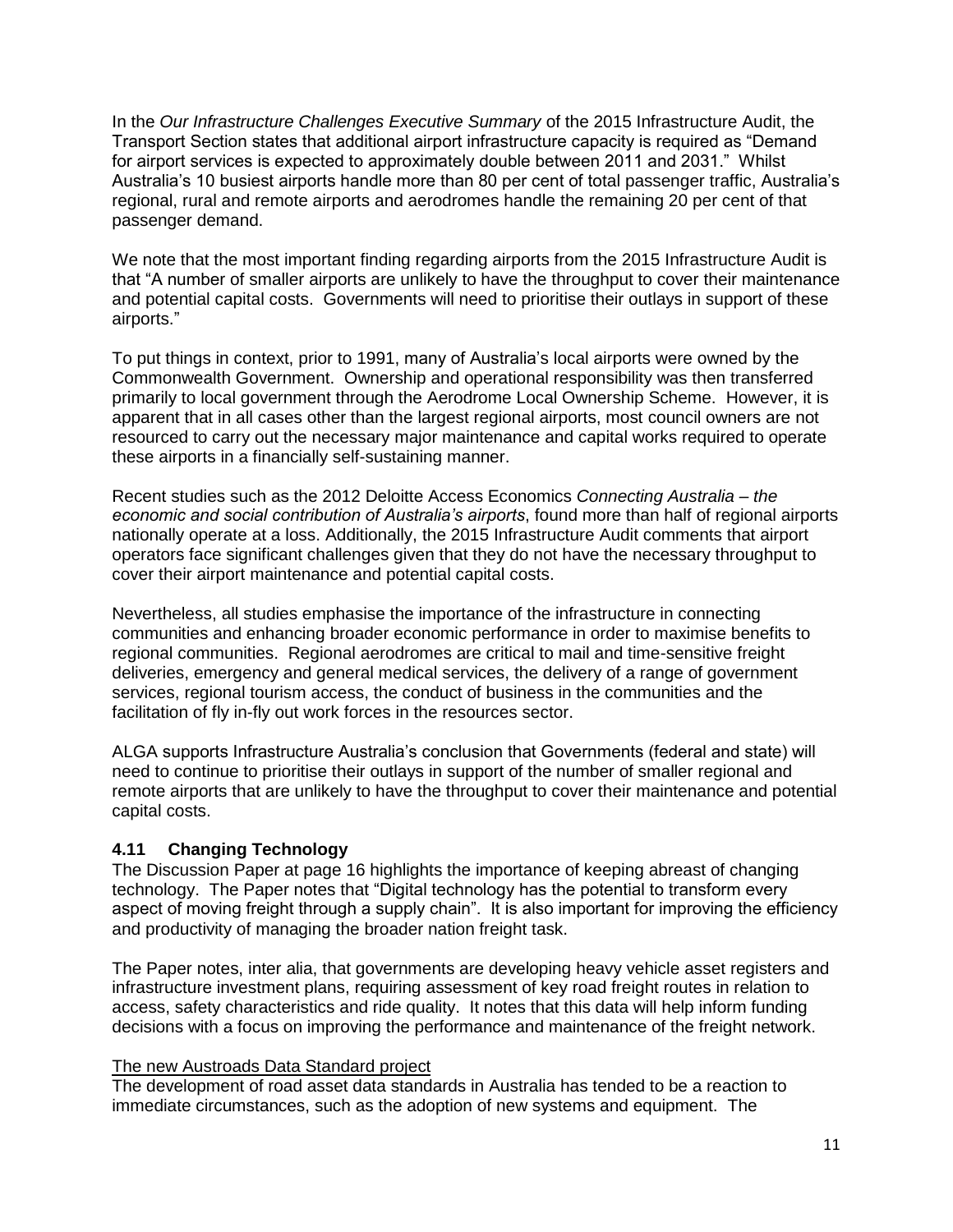In the *Our Infrastructure Challenges Executive Summary* of the 2015 Infrastructure Audit, the Transport Section states that additional airport infrastructure capacity is required as "Demand for airport services is expected to approximately double between 2011 and 2031." Whilst Australia's 10 busiest airports handle more than 80 per cent of total passenger traffic, Australia's regional, rural and remote airports and aerodromes handle the remaining 20 per cent of that passenger demand.

We note that the most important finding regarding airports from the 2015 Infrastructure Audit is that "A number of smaller airports are unlikely to have the throughput to cover their maintenance and potential capital costs. Governments will need to prioritise their outlays in support of these airports."

To put things in context, prior to 1991, many of Australia's local airports were owned by the Commonwealth Government. Ownership and operational responsibility was then transferred primarily to local government through the Aerodrome Local Ownership Scheme. However, it is apparent that in all cases other than the largest regional airports, most council owners are not resourced to carry out the necessary major maintenance and capital works required to operate these airports in a financially self-sustaining manner.

Recent studies such as the 2012 Deloitte Access Economics *Connecting Australia – the economic and social contribution of Australia's airports*, found more than half of regional airports nationally operate at a loss. Additionally, the 2015 Infrastructure Audit comments that airport operators face significant challenges given that they do not have the necessary throughput to cover their airport maintenance and potential capital costs.

Nevertheless, all studies emphasise the importance of the infrastructure in connecting communities and enhancing broader economic performance in order to maximise benefits to regional communities. Regional aerodromes are critical to mail and time-sensitive freight deliveries, emergency and general medical services, the delivery of a range of government services, regional tourism access, the conduct of business in the communities and the facilitation of fly in-fly out work forces in the resources sector.

ALGA supports Infrastructure Australia's conclusion that Governments (federal and state) will need to continue to prioritise their outlays in support of the number of smaller regional and remote airports that are unlikely to have the throughput to cover their maintenance and potential capital costs.

### 4.11 Changing Technology

The Discussion Paper at page 16 highlights the importance of keeping abreast of changing technology. The Paper notes that "Digital technology has the potential to transform every aspect of moving freight through a supply chain". It is also important for improving the efficiency and productivity of managing the broader nation freight task.

The Paper notes, inter alia, that governments are developing heavy vehicle asset registers and infrastructure investment plans, requiring assessment of key road freight routes in relation to access, safety characteristics and ride quality. It notes that this data will help inform funding decisions with a focus on improving the performance and maintenance of the freight network.

<u>The new Austroads Data Standard project</u>

The development of road asset data standards in Australia has tended to be a reaction to immediate circumstances, such as the adoption of new systems and equipment. The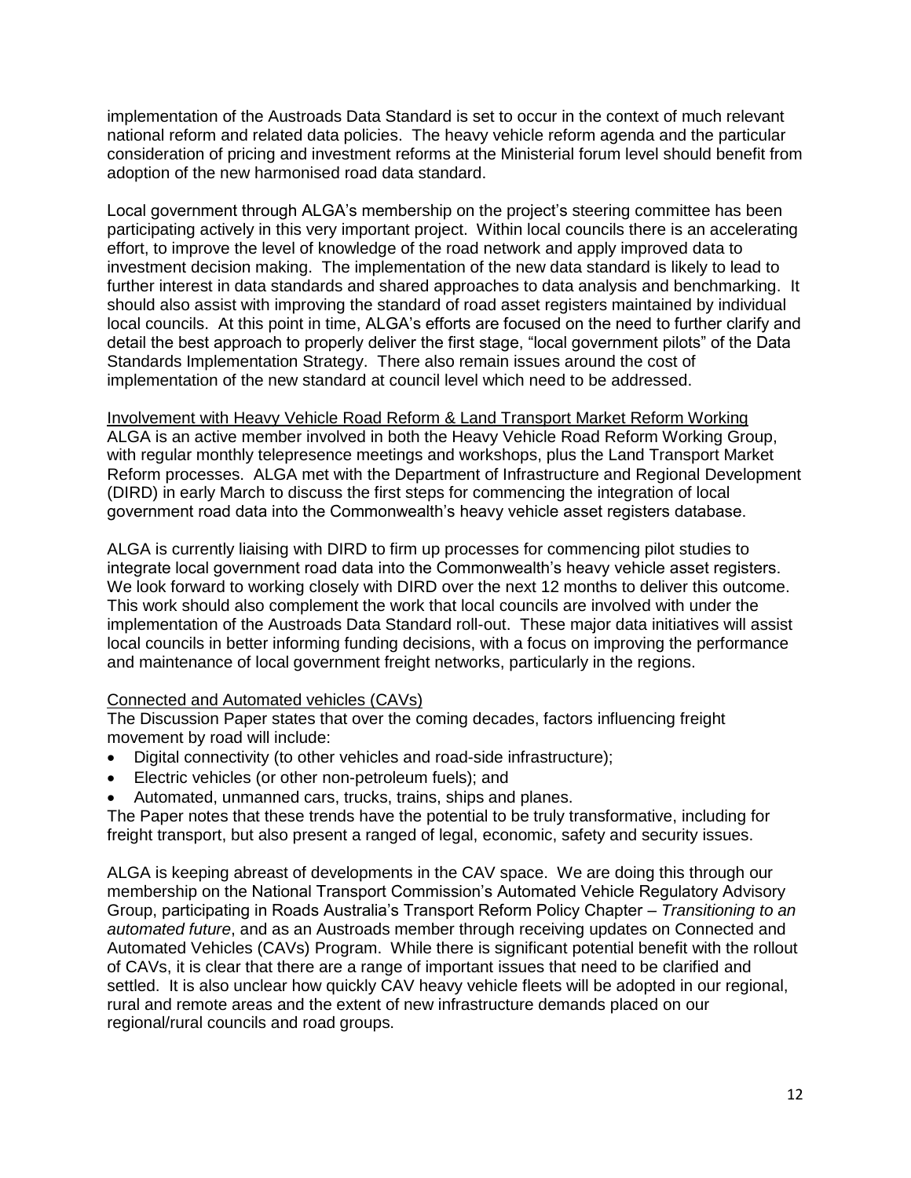implementation of the Austroads Data Standard is set to occur in the context of much relevant national reform and related data policies. The heavy vehicle reform agenda and the particular consideration of pricing and investment reforms at the Ministerial forum level should benefit from adoption of the new harmonised road data standard.

Local government through ALGA's membership on the project's steering committee has been participating actively in this very important project. Within local councils there is an accelerating effort, to improve the level of knowledge of the road network and apply improved data to investment decision making. The implementation of the new data standard is likely to lead to further interest in data standards and shared approaches to data analysis and benchmarking. It should also assist with improving the standard of road asset registers maintained by individual local councils. At this point in time, ALGA's efforts are focused on the need to further clarify and detail the best approach to properly deliver the first stage, "local government pilots" of the Data Standards Implementation Strategy. There also remain issues around the cost of implementation of the new standard at council level which need to be addressed.

<u>Involvement with Heavy Vehicle Road Reform & Land Transport Market Reform Working</u>

ALGA is an active member involved in both the Heavy Vehicle Road Reform Working Group, with regular monthly telepresence meetings and workshops, plus the Land Transport Market Reform processes. ALGA met with the Department of Infrastructure and Regional Development (DIRD) in early March to discuss the first steps for commencing the integration of local government road data into the Commonwealth's heavy vehicle asset registers database.

ALGA is currently liaising with DIRD to firm up processes for commencing pilot studies to integrate local government road data into the Commonwealth's heavy vehicle asset registers. We look forward to working closely with DIRD over the next 12 months to deliver this outcome. This work should also complement the work that local councils are involved with under the implementation of the Austroads Data Standard roll-out. These major data initiatives will assist local councils in better informing funding decisions, with a focus on improving the performance and maintenance of local government freight networks, particularly in the regions.

<u>Connected and Automated vehicles (CAVs)</u>

The Discussion Paper states that over the coming decades, factors influencing freight movement by road will include:

- Digital connectivity (to other vehicles and road-side infrastructure);
- Electric vehicles (or other non-petroleum fuels); and
- Automated, unmanned cars, trucks, trains, ships and planes.

The Paper notes that these trends have the potential to be truly transformative, including for freight transport, but also present a ranged of legal, economic, safety and security issues.

ALGA is keeping abreast of developments in the CAV space. We are doing this through our membership on the National Transport Commission's Automated Vehicle Regulatory Advisory Group, participating in Roads Australia's Transport Reform Policy Chapter – *Transitioning to an automated future*, and as an Austroads member through receiving updates on Connected and Automated Vehicles (CAVs) Program. While there is significant potential benefit with the rollout of CAVs, it is clear that there are a range of important issues that need to be clarified and settled. It is also unclear how quickly CAV heavy vehicle fleets will be adopted in our regional, rural and remote areas and the extent of new infrastructure demands placed on our regional/rural councils and road groups.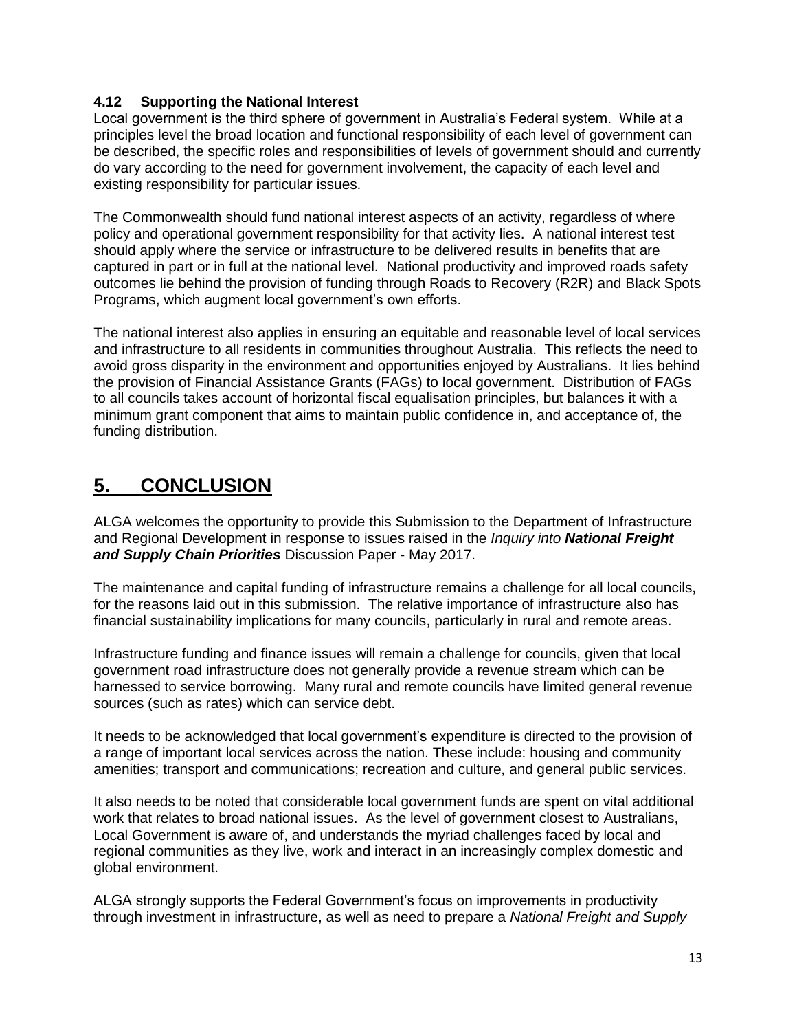### 4.12 Supporting the National Interest

Local government is the third sphere of government in Australia's Federal system. While at a principles level the broad location and functional responsibility of each level of government can be described, the specific roles and responsibilities of levels of government should and currently do vary according to the need for government involvement, the capacity of each level and existing responsibility for particular issues.

The Commonwealth should fund national interest aspects of an activity, regardless of where policy and operational government responsibility for that activity lies. A national interest test should apply where the service or infrastructure to be delivered results in benefits that are captured in part or in full at the national level. National productivity and improved roads safety outcomes lie behind the provision of funding through Roads to Recovery (R2R) and Black Spots Programs, which augment local government's own efforts.

The national interest also applies in ensuring an equitable and reasonable level of local services and infrastructure to all residents in communities throughout Australia. This reflects the need to avoid gross disparity in the environment and opportunities enjoyed by Australians. It lies behind the provision of Financial Assistance Grants (FAGs) to local government. Distribution of FAGs to all councils takes account of horizontal fiscal equalisation principles, but balances it with a minimum grant component that aims to maintain public confidence in, and acceptance of, the funding distribution.

## 5. CONCLUSION

ALGA welcomes the opportunity to provide this Submission to the Department of Infrastructure and Regional Development in response to issues raised in the *Inquiry into **National Freight and Supply Chain Priorities*** Discussion Paper - May 2017.

The maintenance and capital funding of infrastructure remains a challenge for all local councils, for the reasons laid out in this submission. The relative importance of infrastructure also has financial sustainability implications for many councils, particularly in rural and remote areas.

Infrastructure funding and finance issues will remain a challenge for councils, given that local government road infrastructure does not generally provide a revenue stream which can be harnessed to service borrowing. Many rural and remote councils have limited general revenue sources (such as rates) which can service debt.

It needs to be acknowledged that local government's expenditure is directed to the provision of a range of important local services across the nation. These include: housing and community amenities; transport and communications; recreation and culture, and general public services.

It also needs to be noted that considerable local government funds are spent on vital additional work that relates to broad national issues. As the level of government closest to Australians, Local Government is aware of, and understands the myriad challenges faced by local and regional communities as they live, work and interact in an increasingly complex domestic and global environment.

ALGA strongly supports the Federal Government's focus on improvements in productivity through investment in infrastructure, as well as need to prepare a *National Freight and Supply*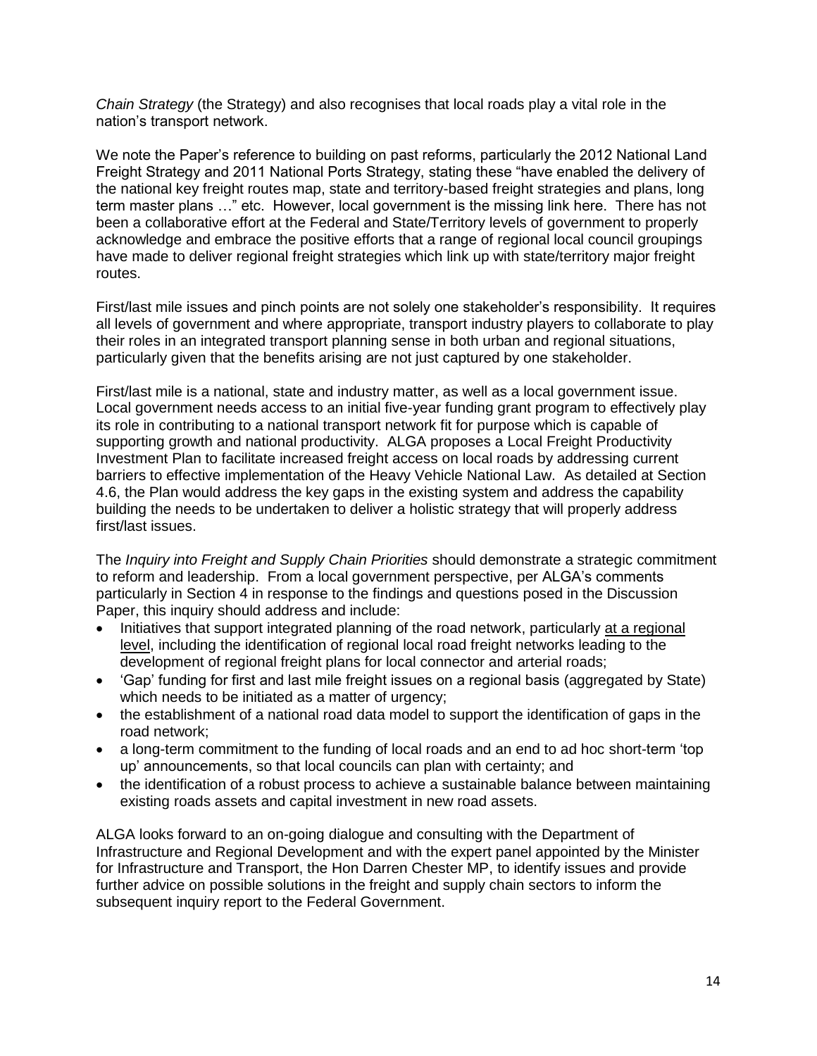*Chain Strategy* (the Strategy) and also recognises that local roads play a vital role in the nation's transport network.

We note the Paper's reference to building on past reforms, particularly the 2012 National Land Freight Strategy and 2011 National Ports Strategy, stating these "have enabled the delivery of the national key freight routes map, state and territory-based freight strategies and plans, long term master plans …" etc. However, local government is the missing link here. There has not been a collaborative effort at the Federal and State/Territory levels of government to properly acknowledge and embrace the positive efforts that a range of regional local council groupings have made to deliver regional freight strategies which link up with state/territory major freight routes.

First/last mile issues and pinch points are not solely one stakeholder's responsibility. It requires all levels of government and where appropriate, transport industry players to collaborate to play their roles in an integrated transport planning sense in both urban and regional situations, particularly given that the benefits arising are not just captured by one stakeholder.

First/last mile is a national, state and industry matter, as well as a local government issue. Local government needs access to an initial five-year funding grant program to effectively play its role in contributing to a national transport network fit for purpose which is capable of supporting growth and national productivity. ALGA proposes a Local Freight Productivity Investment Plan to facilitate increased freight access on local roads by addressing current barriers to effective implementation of the Heavy Vehicle National Law. As detailed at Section 4.6, the Plan would address the key gaps in the existing system and address the capability building the needs to be undertaken to deliver a holistic strategy that will properly address first/last issues.

The *Inquiry into Freight and Supply Chain Priorities* should demonstrate a strategic commitment to reform and leadership. From a local government perspective, per ALGA's comments particularly in Section 4 in response to the findings and questions posed in the Discussion Paper, this inquiry should address and include:

- Initiatives that support integrated planning of the road network, particularly <u>at a regional level</u>, including the identification of regional local road freight networks leading to the development of regional freight plans for local connector and arterial roads;
- 'Gap' funding for first and last mile freight issues on a regional basis (aggregated by State) which needs to be initiated as a matter of urgency;
- the establishment of a national road data model to support the identification of gaps in the road network;
- a long-term commitment to the funding of local roads and an end to ad hoc short-term 'top up' announcements, so that local councils can plan with certainty; and
- the identification of a robust process to achieve a sustainable balance between maintaining existing roads assets and capital investment in new road assets.

ALGA looks forward to an on-going dialogue and consulting with the Department of Infrastructure and Regional Development and with the expert panel appointed by the Minister for Infrastructure and Transport, the Hon Darren Chester MP, to identify issues and provide further advice on possible solutions in the freight and supply chain sectors to inform the subsequent inquiry report to the Federal Government.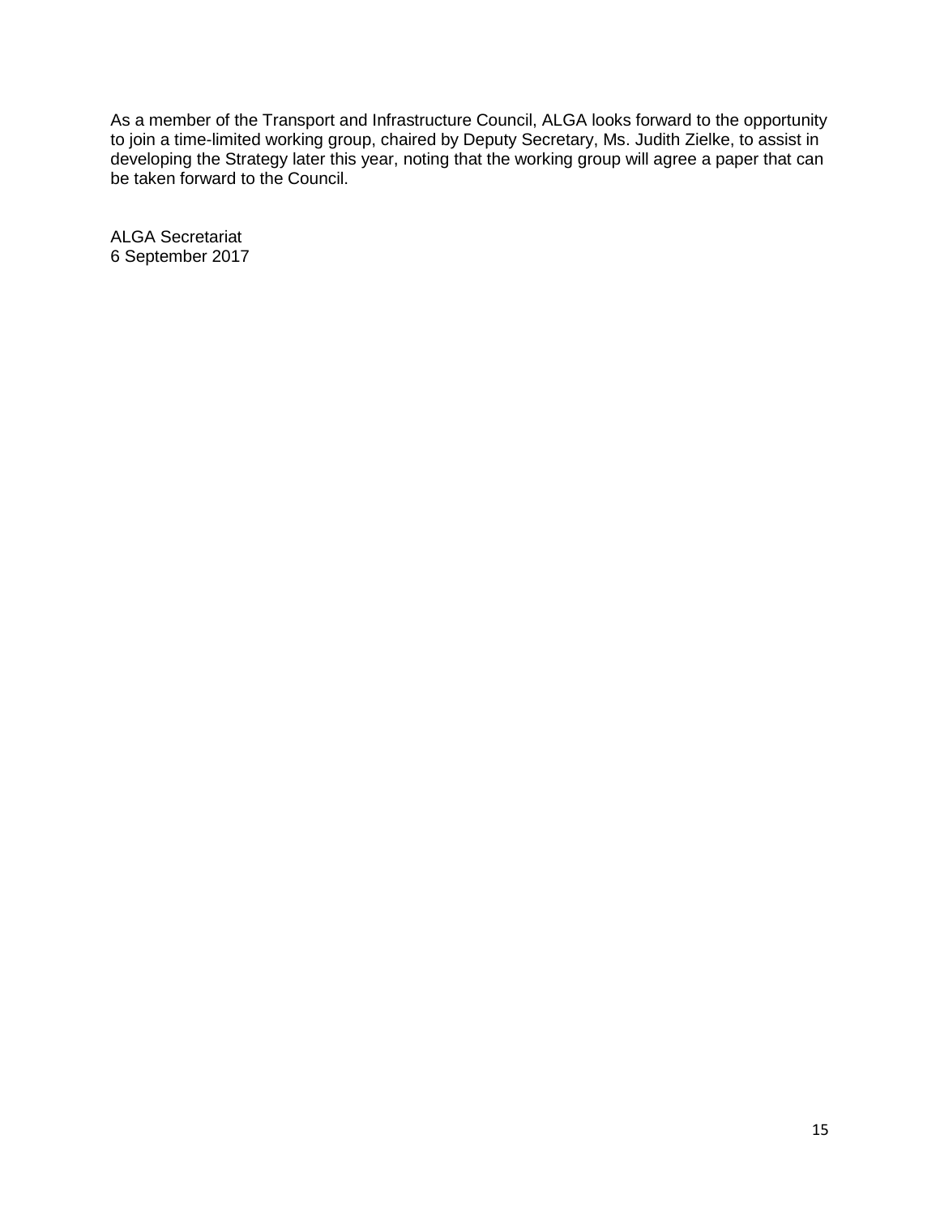As a member of the Transport and Infrastructure Council, ALGA looks forward to the opportunity to join a time-limited working group, chaired by Deputy Secretary, Ms. Judith Zielke, to assist in developing the Strategy later this year, noting that the working group will agree a paper that can be taken forward to the Council.

ALGA Secretariat
6 September 2017